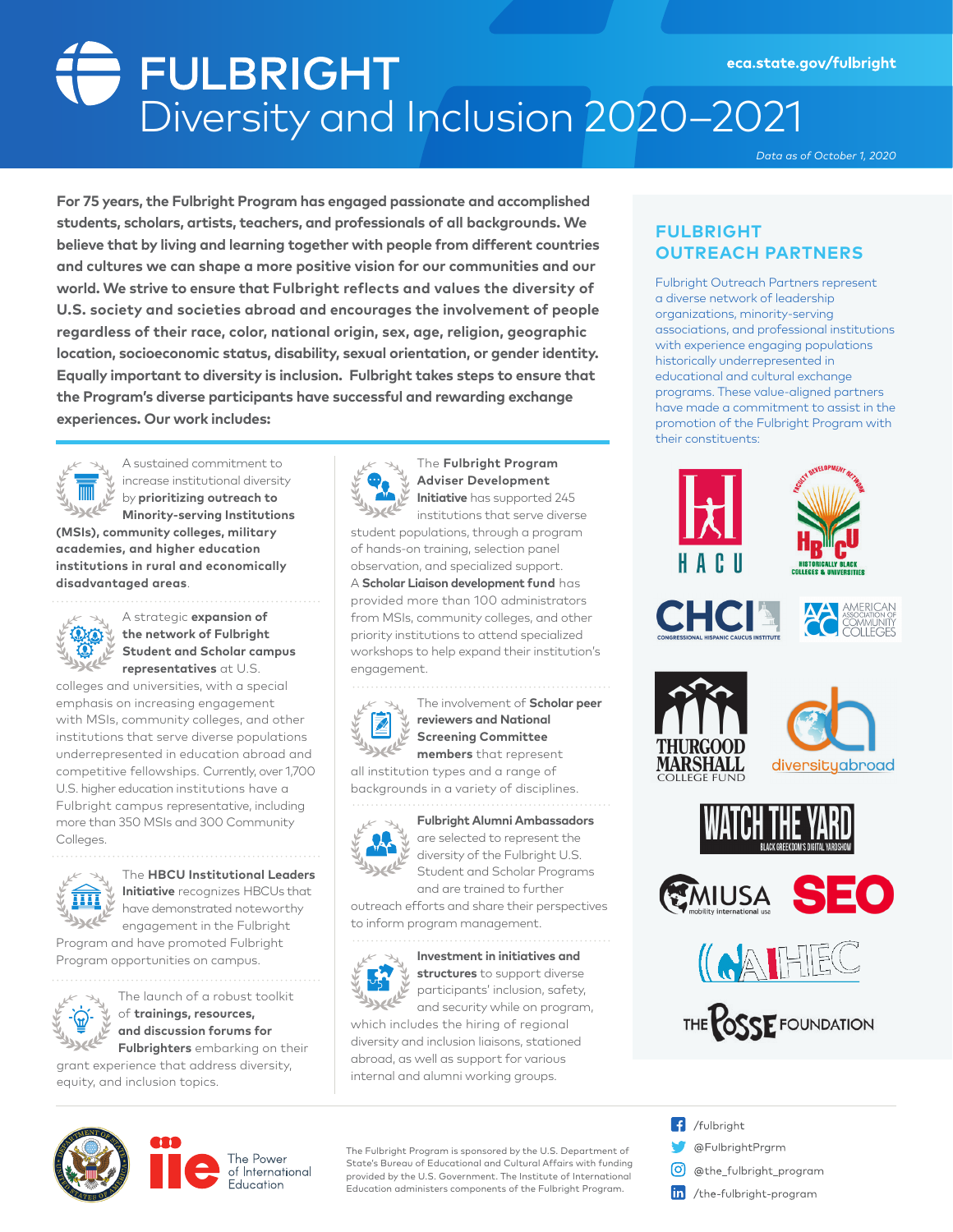# FULBRIGHT Diversity and Inclusion 2020–2021

eca.state.gov/fulbright

*Data as of October 1, 2020*

**For 75 years, the Fulbright Program has engaged passionate and accomplished students, scholars, artists, teachers, and professionals of all backgrounds. We believe that by living and learning together with people from different countries and cultures we can shape a more positive vision for our communities and our world. We strive to ensure that Fulbright reflects and values the diversity of U.S. society and societies abroad and encourages the involvement of people regardless of their race, color, national origin, sex, age, religion, geographic location, socioeconomic status, disability, sexual orientation, or gender identity. Equally important to diversity is inclusion. Fulbright takes steps to ensure that the Program's diverse participants have successful and rewarding exchange experiences. Our work includes:**

A sustained commitment to increase institutional diversity by **prioritizing outreach to Minority-serving Institutions (MSIs), community colleges, military academies, and higher education institutions in rural and economically disadvantaged areas**.

A strategic **expansion of the network of Fulbright Student and Scholar campus representatives** at U.S. colleges and universities, with a special emphasis on increasing engagement with MSIs, community colleges, and other institutions that serve diverse populations underrepresented in education abroad and competitive fellowships. Currently, over 1,700 U.S. higher education institutions have a Fulbright campus representative, including more than 350 MSIs and 300 Community Colleges.

The **HBCU Institutional Leaders Initiative** recognizes HBCUs that have demonstrated noteworthy engagement in the Fulbright Program and have promoted Fulbright Program opportunities on campus.

The launch of a robust toolkit of **trainings, resources, and discussion forums for Fulbrighters** embarking on their grant experience that address diversity, equity, and inclusion topics.

The **Fulbright Program Adviser Development Initiative** has supported 245 institutions that serve diverse student populations, through a program of hands-on training, selection panel observation, and specialized support. A **Scholar Liaison development fund** has provided more than 100 administrators from MSIs, community colleges, and other priority institutions to attend specialized workshops to help expand their institution's engagement.

The involvement of **Scholar peer reviewers and National Screening Committee members** that represent all institution types and a range of backgrounds in a variety of disciplines.

**Fulbright Alumni Ambassadors** are selected to represent the diversity of the Fulbright U.S. Student and Scholar Programs and are trained to further outreach efforts and share their perspectives to inform program management.

**Investment in initiatives and structures** to support diverse participants' inclusion, safety, and security while on program, which includes the hiring of regional diversity and inclusion liaisons, stationed abroad, as well as support for various internal and alumni working groups.

## FULBRIGHT OUTREACH PARTNERS

Fulbright Outreach Partners represent a diverse network of leadership organizations, minority-serving associations, and professional institutions with experience engaging populations historically underrepresented in educational and cultural exchange programs. These value-aligned partners have made a commitment to assist in the promotion of the Fulbright Program with their constituents:

- HACU
- HBCU Faculty Development Network (Historically Black Colleges & Universities)
- CHCI (Congressional Hispanic Caucus Institute)
- American Association of Community Colleges
- Thurgood Marshall College Fund
- diversityabroad
- Watch The Yard (Black Greekdom's Digital Yardshow)
- MIUSA (Mobility International USA)
- SEO
- AIHEC
- The Posse Foundation

The Fulbright Program is sponsored by the U.S. Department of State's Bureau of Educational and Cultural Affairs with funding provided by the U.S. Government. The Institute of International Education administers components of the Fulbright Program.

iie The Power of International Education

- /fulbright
- @FulbrightPrgrm
- @the_fulbright_program
- /the-fulbright-program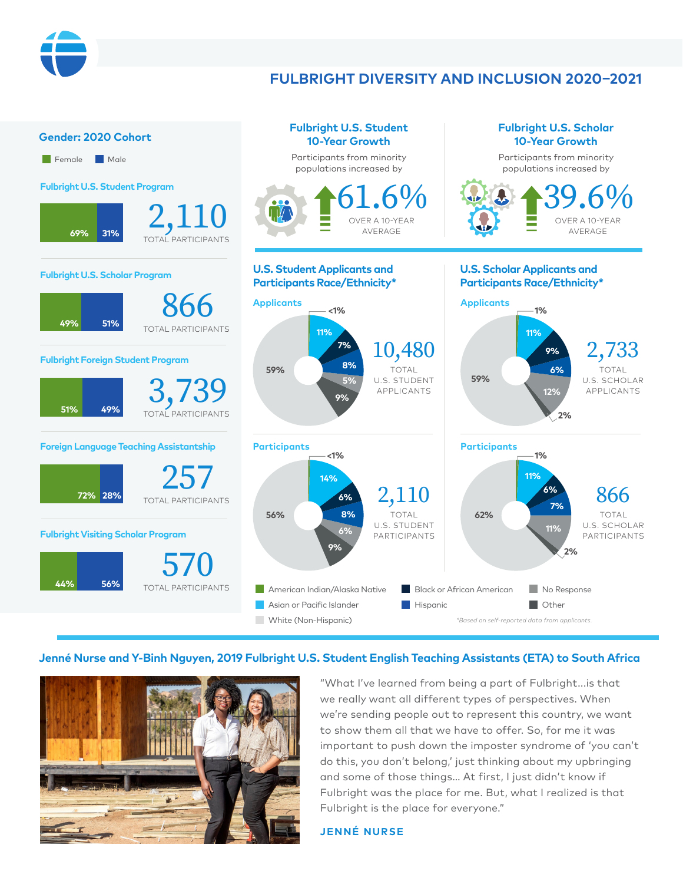# FULBRIGHT DIVERSITY AND INCLUSION 2020–2021

## Gender: 2020 Cohort

Female
Male

### Fulbright U.S. Student Program

69% 31%

2,110
TOTAL PARTICIPANTS

### Fulbright U.S. Scholar Program

49% 51%

866
TOTAL PARTICIPANTS

### Fulbright Foreign Student Program

51% 49%

3,739
TOTAL PARTICIPANTS

### Foreign Language Teaching Assistantship

72% 28%

257
TOTAL PARTICIPANTS

### Fulbright Visiting Scholar Program

44% 56%

570
TOTAL PARTICIPANTS

## Fulbright U.S. Student 10-Year Growth

Participants from minority populations increased by

61.6%
OVER A 10-YEAR AVERAGE

## Fulbright U.S. Scholar 10-Year Growth

Participants from minority populations increased by

39.6%
OVER A 10-YEAR AVERAGE

## U.S. Student Applicants and Participants Race/Ethnicity*

### Applicants

<1%
11%
7%
8%
5%
9%
59%

10,480
TOTAL U.S. STUDENT APPLICANTS

### Participants

<1%
14%
6%
8%
6%
9%
56%

2,110
TOTAL U.S. STUDENT PARTICIPANTS

## U.S. Scholar Applicants and Participants Race/Ethnicity*

### Applicants

1%
11%
9%
6%
12%
2%
59%

2,733
TOTAL U.S. SCHOLAR APPLICANTS

### Participants

1%
11%
6%
7%
11%
2%
62%

866
TOTAL U.S. SCHOLAR PARTICIPANTS

American Indian/Alaska Native
Asian or Pacific Islander
White (Non-Hispanic)
Black or African American
Hispanic
No Response
Other

*Based on self-reported data from applicants.

## Jenné Nurse and Y-Binh Nguyen, 2019 Fulbright U.S. Student English Teaching Assistants (ETA) to South Africa

"What I've learned from being a part of Fulbright…is that we really want all different types of perspectives. When we're sending people out to represent this country, we want to show them all that we have to offer. So, for me it was important to push down the imposter syndrome of 'you can't do this, you don't belong,' just thinking about my upbringing and some of those things… At first, I just didn't know if Fulbright was the place for me. But, what I realized is that Fulbright is the place for everyone."

JENNÉ NURSE